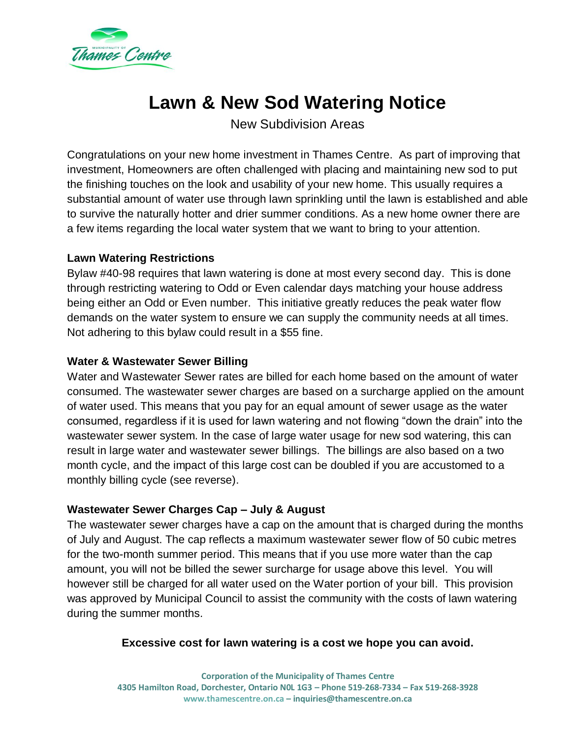# Lawn & New Sod Watering Notice

New Subdivision Areas

Congratulations on your new home investment in Thames Centre. As part of improving that investment, Homeowners are often challenged with placing and maintaining new sod to put the finishing touches on the look and usability of your new home. This usually requires a substantial amount of water use through lawn sprinkling until the lawn is established and able to survive the naturally hotter and drier summer conditions. As a new home owner there are a few items regarding the local water system that we want to bring to your attention.

**Lawn Watering Restrictions**

Bylaw #40-98 requires that lawn watering is done at most every second day. This is done through restricting watering to Odd or Even calendar days matching your house address being either an Odd or Even number. This initiative greatly reduces the peak water flow demands on the water system to ensure we can supply the community needs at all times. Not adhering to this bylaw could result in a $55 fine.

**Water & Wastewater Sewer Billing**

Water and Wastewater Sewer rates are billed for each home based on the amount of water consumed. The wastewater sewer charges are based on a surcharge applied on the amount of water used. This means that you pay for an equal amount of sewer usage as the water consumed, regardless if it is used for lawn watering and not flowing "down the drain" into the wastewater sewer system. In the case of large water usage for new sod watering, this can result in large water and wastewater sewer billings. The billings are also based on a two month cycle, and the impact of this large cost can be doubled if you are accustomed to a monthly billing cycle (see reverse).

**Wastewater Sewer Charges Cap – July & August**

The wastewater sewer charges have a cap on the amount that is charged during the months of July and August. The cap reflects a maximum wastewater sewer flow of 50 cubic metres for the two-month summer period. This means that if you use more water than the cap amount, you will not be billed the sewer surcharge for usage above this level. You will however still be charged for all water used on the Water portion of your bill. This provision was approved by Municipal Council to assist the community with the costs of lawn watering during the summer months.

**Excessive cost for lawn watering is a cost we hope you can avoid.**

**Corporation of the Municipality of Thames Centre**
**4305 Hamilton Road, Dorchester, Ontario N0L 1G3 – Phone 519-268-7334 – Fax 519-268-3928**
**www.thamescentre.on.ca – inquiries@thamescentre.on.ca**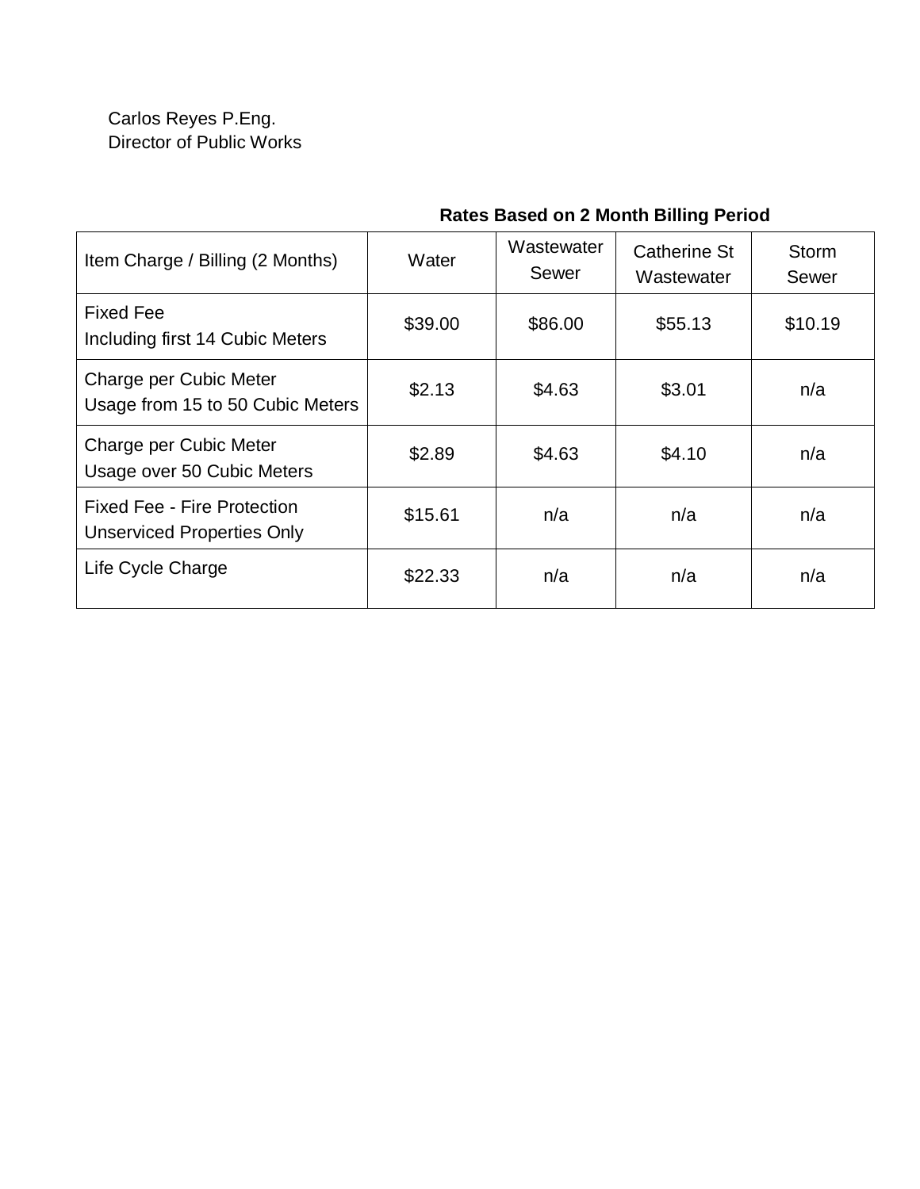Carlos Reyes P.Eng.
Director of Public Works

**Rates Based on 2 Month Billing Period**

| Item Charge / Billing (2 Months) | Water | Wastewater Sewer | Catherine St Wastewater | Storm Sewer |
|---|---|---|---|---|
| Fixed Fee<br>Including first 14 Cubic Meters | $39.00 | $86.00 | $55.13 | $10.19 |
| Charge per Cubic Meter<br>Usage from 15 to 50 Cubic Meters | $2.13 | $4.63 | $3.01 | n/a |
| Charge per Cubic Meter<br>Usage over 50 Cubic Meters | $2.89 | $4.63 | $4.10 | n/a |
| Fixed Fee - Fire Protection<br>Unserviced Properties Only | $15.61 | n/a | n/a | n/a |
| Life Cycle Charge | $22.33 | n/a | n/a | n/a |